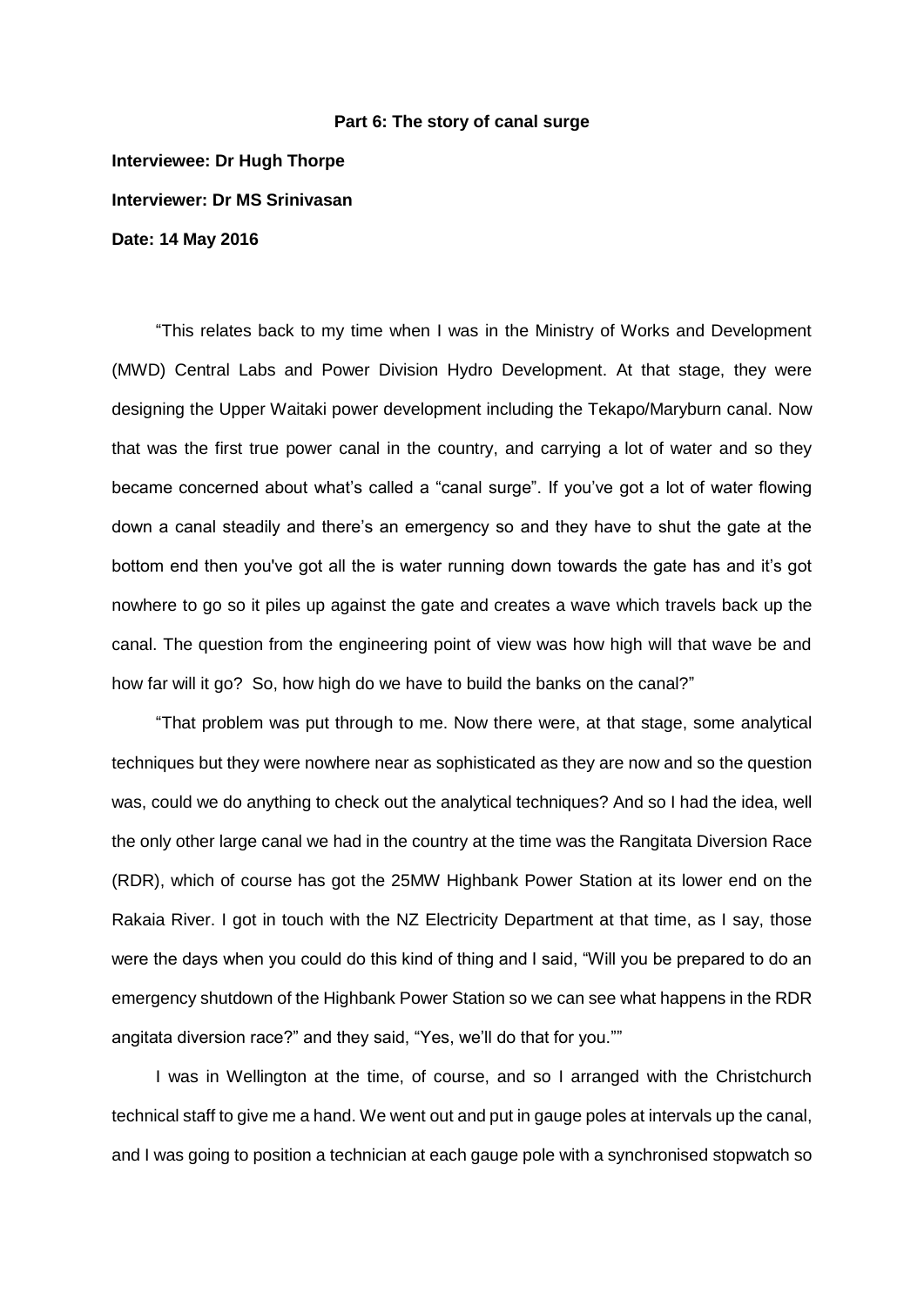**Part 6: The story of canal surge**

**Interviewee: Dr Hugh Thorpe**

**Interviewer: Dr MS Srinivasan**

**Date: 14 May 2016**

"This relates back to my time when I was in the Ministry of Works and Development (MWD) Central Labs and Power Division Hydro Development. At that stage, they were designing the Upper Waitaki power development including the Tekapo/Maryburn canal. Now that was the first true power canal in the country, and carrying a lot of water and so they became concerned about what's called a "canal surge". If you've got a lot of water flowing down a canal steadily and there's an emergency so and they have to shut the gate at the bottom end then you've got all the is water running down towards the gate has and it's got nowhere to go so it piles up against the gate and creates a wave which travels back up the canal. The question from the engineering point of view was how high will that wave be and how far will it go? So, how high do we have to build the banks on the canal?"

"That problem was put through to me. Now there were, at that stage, some analytical techniques but they were nowhere near as sophisticated as they are now and so the question was, could we do anything to check out the analytical techniques? And so I had the idea, well the only other large canal we had in the country at the time was the Rangitata Diversion Race (RDR), which of course has got the 25MW Highbank Power Station at its lower end on the Rakaia River. I got in touch with the NZ Electricity Department at that time, as I say, those were the days when you could do this kind of thing and I said, "Will you be prepared to do an emergency shutdown of the Highbank Power Station so we can see what happens in the RDR angitata diversion race?" and they said, "Yes, we'll do that for you.""

I was in Wellington at the time, of course, and so I arranged with the Christchurch technical staff to give me a hand. We went out and put in gauge poles at intervals up the canal, and I was going to position a technician at each gauge pole with a synchronised stopwatch so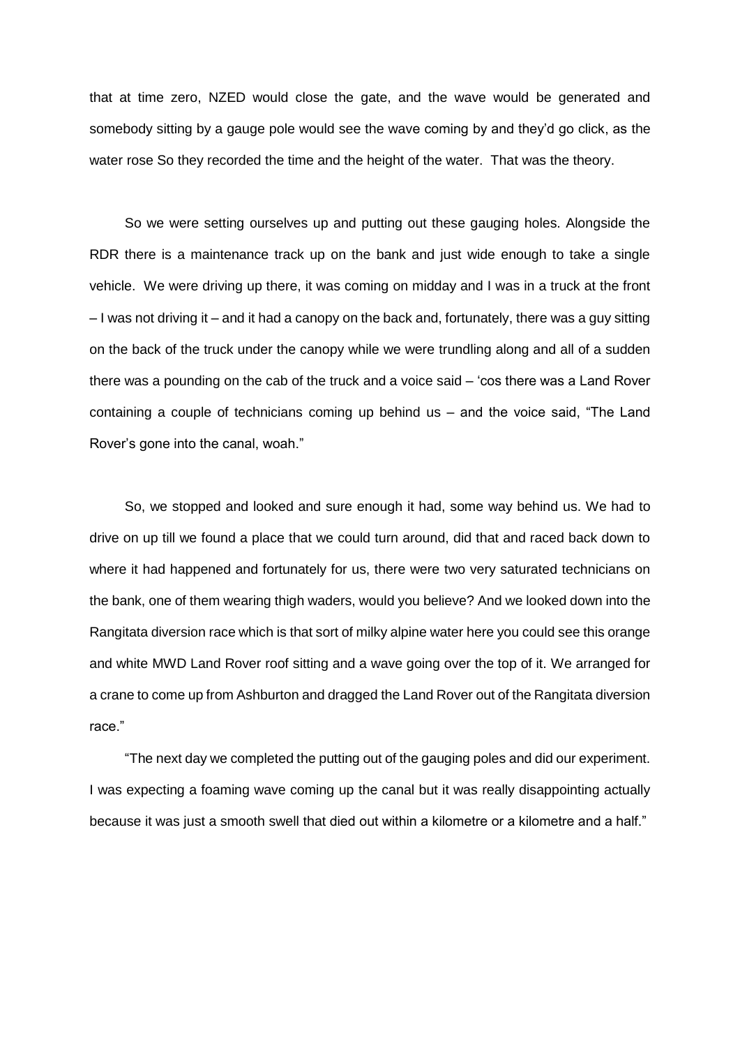that at time zero, NZED would close the gate, and the wave would be generated and somebody sitting by a gauge pole would see the wave coming by and they'd go click, as the water rose So they recorded the time and the height of the water. That was the theory.

So we were setting ourselves up and putting out these gauging holes. Alongside the RDR there is a maintenance track up on the bank and just wide enough to take a single vehicle. We were driving up there, it was coming on midday and I was in a truck at the front – I was not driving it – and it had a canopy on the back and, fortunately, there was a guy sitting on the back of the truck under the canopy while we were trundling along and all of a sudden there was a pounding on the cab of the truck and a voice said – 'cos there was a Land Rover containing a couple of technicians coming up behind us – and the voice said, "The Land Rover's gone into the canal, woah."

So, we stopped and looked and sure enough it had, some way behind us. We had to drive on up till we found a place that we could turn around, did that and raced back down to where it had happened and fortunately for us, there were two very saturated technicians on the bank, one of them wearing thigh waders, would you believe? And we looked down into the Rangitata diversion race which is that sort of milky alpine water here you could see this orange and white MWD Land Rover roof sitting and a wave going over the top of it. We arranged for a crane to come up from Ashburton and dragged the Land Rover out of the Rangitata diversion race."

"The next day we completed the putting out of the gauging poles and did our experiment. I was expecting a foaming wave coming up the canal but it was really disappointing actually because it was just a smooth swell that died out within a kilometre or a kilometre and a half."